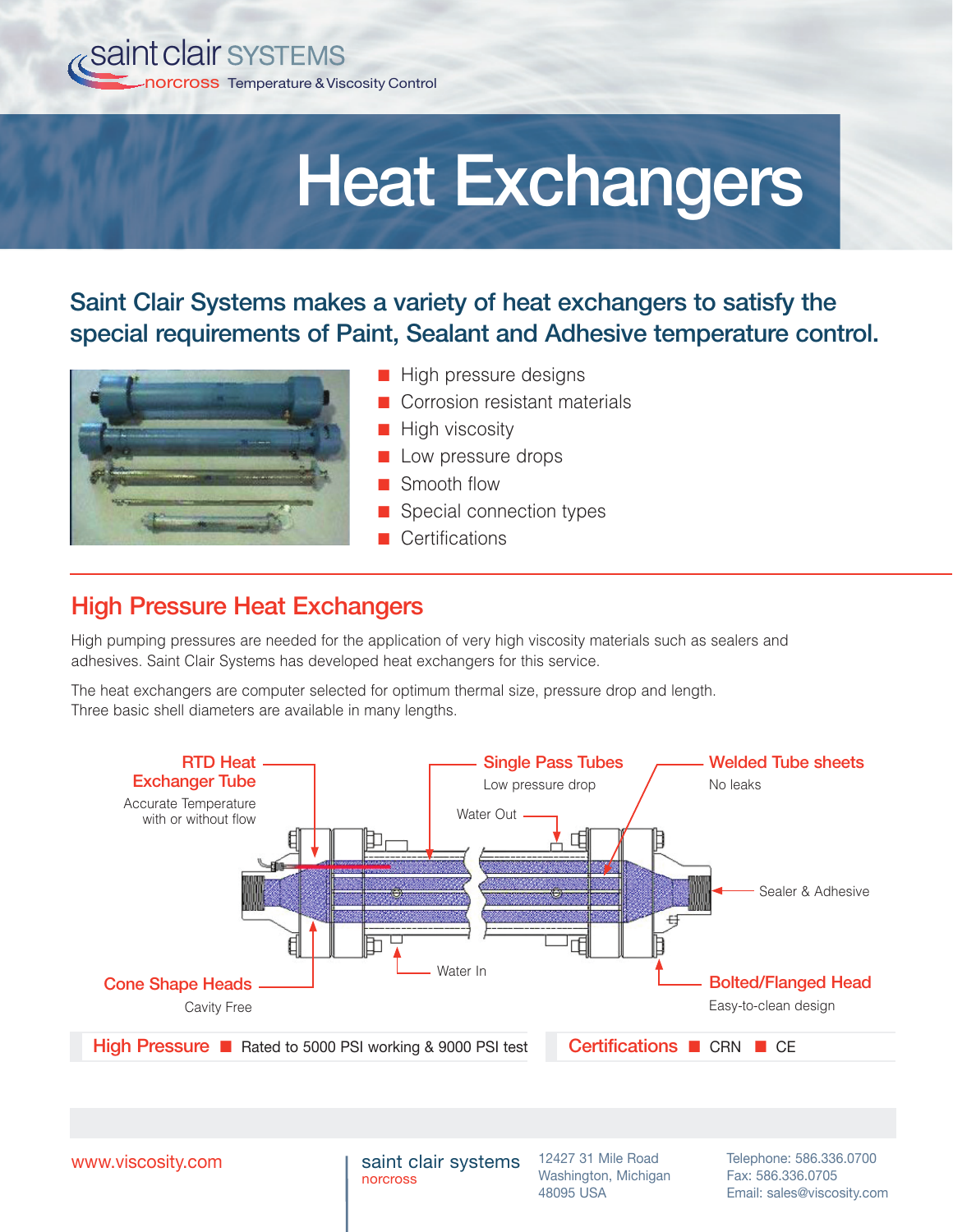saint clair SYSTEMS
norcross Temperature & Viscosity Control

# Heat Exchangers

## Saint Clair Systems makes a variety of heat exchangers to satisfy the special requirements of Paint, Sealant and Adhesive temperature control.

- High pressure designs
- Corrosion resistant materials
- High viscosity
- Low pressure drops
- Smooth flow
- Special connection types
- Certifications

## High Pressure Heat Exchangers

High pumping pressures are needed for the application of very high viscosity materials such as sealers and adhesives. Saint Clair Systems has developed heat exchangers for this service.

The heat exchangers are computer selected for optimum thermal size, pressure drop and length. Three basic shell diameters are available in many lengths.

**RTD Heat Exchanger Tube**
Accurate Temperature with or without flow

**Single Pass Tubes**
Low pressure drop

**Welded Tube sheets**
No leaks

Water Out

Sealer & Adhesive

Water In

**Cone Shape Heads**
Cavity Free

**Bolted/Flanged Head**
Easy-to-clean design

**High Pressure** ■ Rated to 5000 PSI working & 9000 PSI test

**Certifications** ■ CRN ■ CE

www.viscosity.com

saint clair systems
norcross

12427 31 Mile Road
Washington, Michigan
48095 USA

Telephone: 586.336.0700
Fax: 586.336.0705
Email: sales@viscosity.com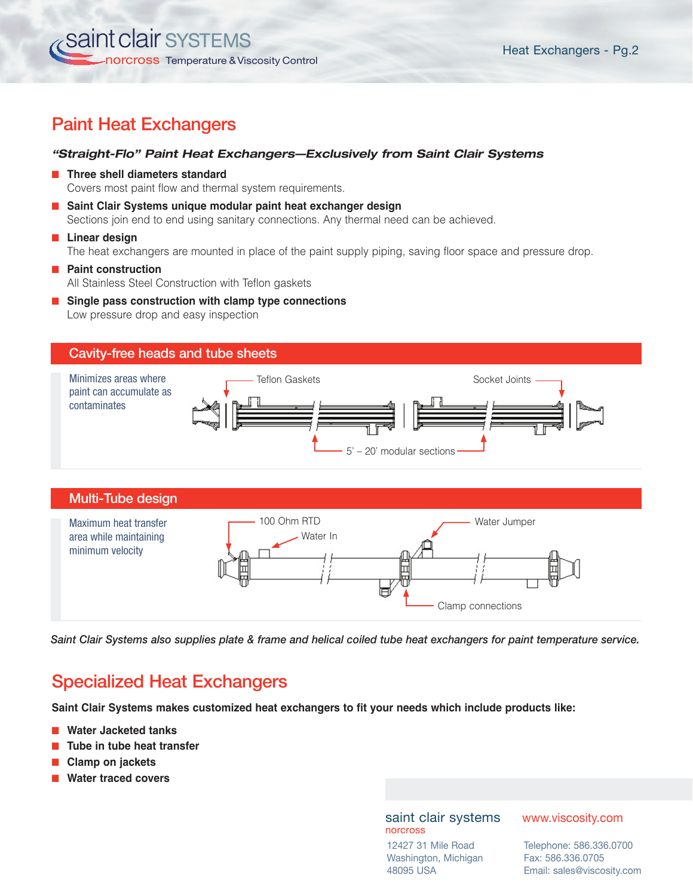# Paint Heat Exchangers

***"Straight-Flo" Paint Heat Exchangers—Exclusively from Saint Clair Systems***

- **Three shell diameters standard**
  Covers most paint flow and thermal system requirements.
- **Saint Clair Systems unique modular paint heat exchanger design**
  Sections join end to end using sanitary connections. Any thermal need can be achieved.
- **Linear design**
  The heat exchangers are mounted in place of the paint supply piping, saving floor space and pressure drop.
- **Paint construction**
  All Stainless Steel Construction with Teflon gaskets
- **Single pass construction with clamp type connections**
  Low pressure drop and easy inspection

## Cavity-free heads and tube sheets

Minimizes areas where paint can accumulate as contaminates

Teflon Gaskets
Socket Joints
5' – 20' modular sections

## Multi-Tube design

Maximum heat transfer area while maintaining minimum velocity

100 Ohm RTD
Water In
Water Jumper
Clamp connections

*Saint Clair Systems also supplies plate & frame and helical coiled tube heat exchangers for paint temperature service.*

# Specialized Heat Exchangers

**Saint Clair Systems makes customized heat exchangers to fit your needs which include products like:**

- **Water Jacketed tanks**
- **Tube in tube heat transfer**
- **Clamp on jackets**
- **Water traced covers**

saint clair systems
norcross
12427 31 Mile Road
Washington, Michigan
48095 USA

www.viscosity.com
Telephone: 586.336.0700
Fax: 586.336.0705
Email: sales@viscosity.com